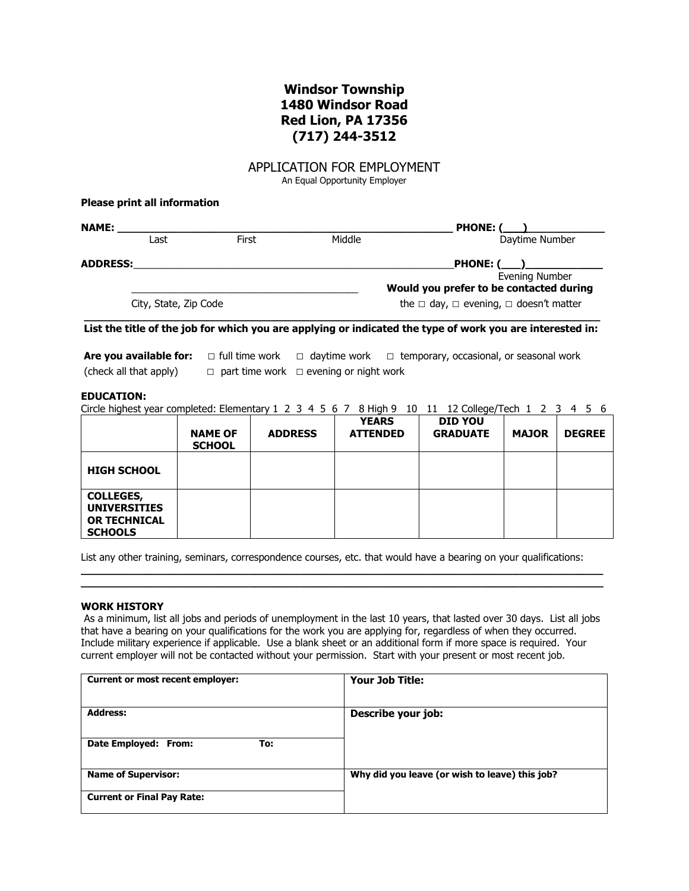# Windsor Township
## 1480 Windsor Road
## Red Lion, PA 17356
## (717) 244-3512

APPLICATION FOR EMPLOYMENT
An Equal Opportunity Employer

**Please print all information**

**NAME:** ______________________________________________ **PHONE: (___)**____________
Last First Middle Daytime Number

**ADDRESS:**____________________________________________ **PHONE: (___)**____________
Evening Number

_______________________________________ **Would you prefer to be contacted during**
City, State, Zip Code the □ day, □ evening, □ doesn't matter

________________________________________________________________________________

**List the title of the job for which you are applying or indicated the type of work you are interested in:**

**Are you available for:** □ full time work □ daytime work □ temporary, occasional, or seasonal work
(check all that apply) □ part time work □ evening or night work

**EDUCATION:**

Circle highest year completed: Elementary 1 2 3 4 5 6 7 8 High 9 10 11 12 College/Tech 1 2 3 4 5 6

| | **NAME OF SCHOOL** | **ADDRESS** | **YEARS ATTENDED** | **DID YOU GRADUATE** | **MAJOR** | **DEGREE** |
|---|---|---|---|---|---|---|
| **HIGH SCHOOL** | | | | | | |
| **COLLEGES, UNIVERSITIES OR TECHNICAL SCHOOLS** | | | | | | |

List any other training, seminars, correspondence courses, etc. that would have a bearing on your qualifications:

________________________________________________________________________________
________________________________________________________________________________

**WORK HISTORY**

As a minimum, list all jobs and periods of unemployment in the last 10 years, that lasted over 30 days. List all jobs that have a bearing on your qualifications for the work you are applying for, regardless of when they occurred. Include military experience if applicable. Use a blank sheet or an additional form if more space is required. Your current employer will not be contacted without your permission. Start with your present or most recent job.

| | |
|---|---|
| **Current or most recent employer:** | **Your Job Title:** |
| **Address:** | **Describe your job:** |
| **Date Employed: From: To:** | |
| **Name of Supervisor:** | **Why did you leave (or wish to leave) this job?** |
| **Current or Final Pay Rate:** | |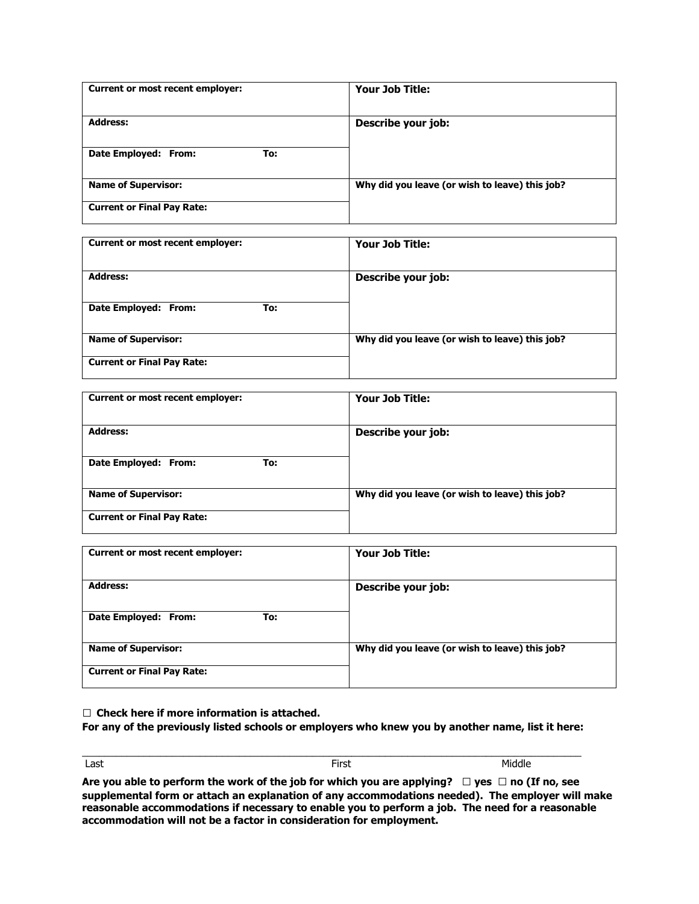| Current or most recent employer: | Your Job Title: |
|---|---|
| Address: | Describe your job: |
| Date Employed: From: To: | |
| Name of Supervisor: | Why did you leave (or wish to leave) this job? |
| Current or Final Pay Rate: | |

| Current or most recent employer: | Your Job Title: |
|---|---|
| Address: | Describe your job: |
| Date Employed: From: To: | |
| Name of Supervisor: | Why did you leave (or wish to leave) this job? |
| Current or Final Pay Rate: | |

| Current or most recent employer: | Your Job Title: |
|---|---|
| Address: | Describe your job: |
| Date Employed: From: To: | |
| Name of Supervisor: | Why did you leave (or wish to leave) this job? |
| Current or Final Pay Rate: | |

| Current or most recent employer: | Your Job Title: |
|---|---|
| Address: | Describe your job: |
| Date Employed: From: To: | |
| Name of Supervisor: | Why did you leave (or wish to leave) this job? |
| Current or Final Pay Rate: | |

**☐ Check here if more information is attached.**

**For any of the previously listed schools or employers who knew you by another name, list it here:**

___________________________________________________________________________

Last First Middle

**Are you able to perform the work of the job for which you are applying? ☐ yes ☐ no (If no, see supplemental form or attach an explanation of any accommodations needed). The employer will make reasonable accommodations if necessary to enable you to perform a job. The need for a reasonable accommodation will not be a factor in consideration for employment.**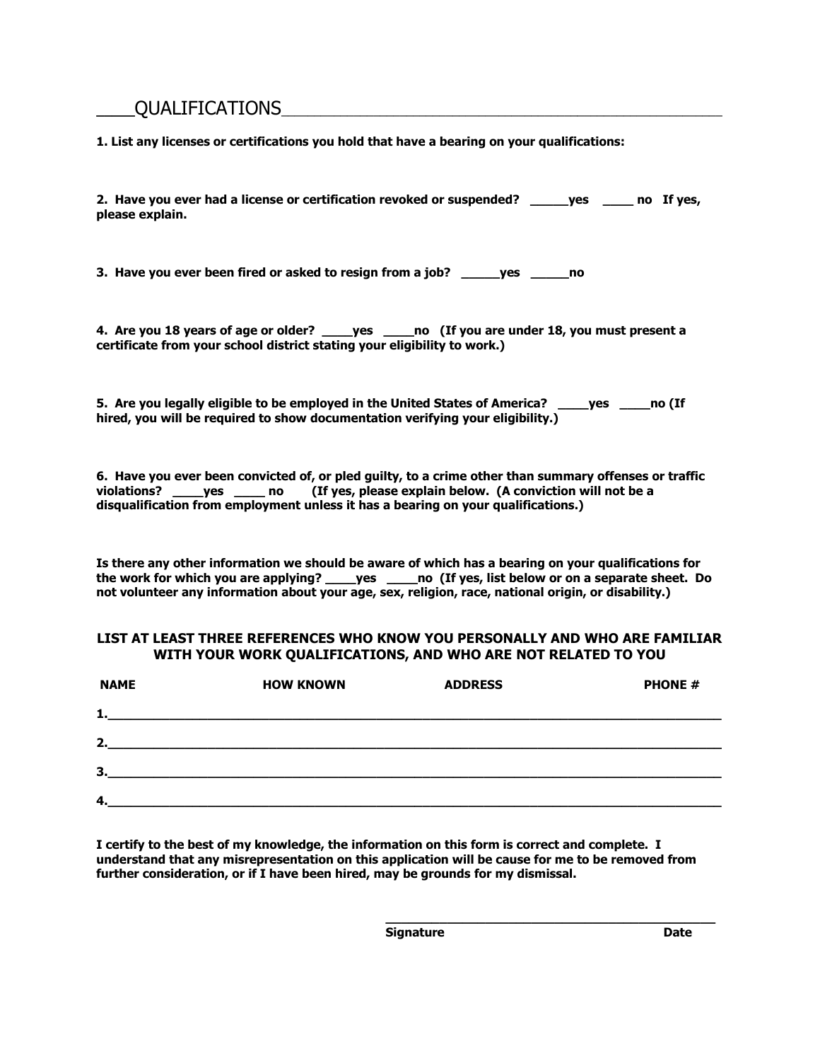## ____QUALIFICATIONS

**1. List any licenses or certifications you hold that have a bearing on your qualifications:**

**2. Have you ever had a license or certification revoked or suspended? _____yes ____ no If yes, please explain.**

**3. Have you ever been fired or asked to resign from a job? _____yes _____no**

**4. Are you 18 years of age or older? ____yes ____no (If you are under 18, you must present a certificate from your school district stating your eligibility to work.)**

**5. Are you legally eligible to be employed in the United States of America? ____yes ____no (If hired, you will be required to show documentation verifying your eligibility.)**

**6. Have you ever been convicted of, or pled guilty, to a crime other than summary offenses or traffic violations? ____yes ____ no (If yes, please explain below. (A conviction will not be a disqualification from employment unless it has a bearing on your qualifications.)**

**Is there any other information we should be aware of which has a bearing on your qualifications for the work for which you are applying? ____yes ____no (If yes, list below or on a separate sheet. Do not volunteer any information about your age, sex, religion, race, national origin, or disability.)**

### LIST AT LEAST THREE REFERENCES WHO KNOW YOU PERSONALLY AND WHO ARE FAMILIAR WITH YOUR WORK QUALIFICATIONS, AND WHO ARE NOT RELATED TO YOU

| NAME | HOW KNOWN | ADDRESS | PHONE # |
|---|---|---|---|
| 1. | | | |
| 2. | | | |
| 3. | | | |
| 4. | | | |

**I certify to the best of my knowledge, the information on this form is correct and complete. I understand that any misrepresentation on this application will be cause for me to be removed from further consideration, or if I have been hired, may be grounds for my dismissal.**

______________________________________________

**Signature** **Date**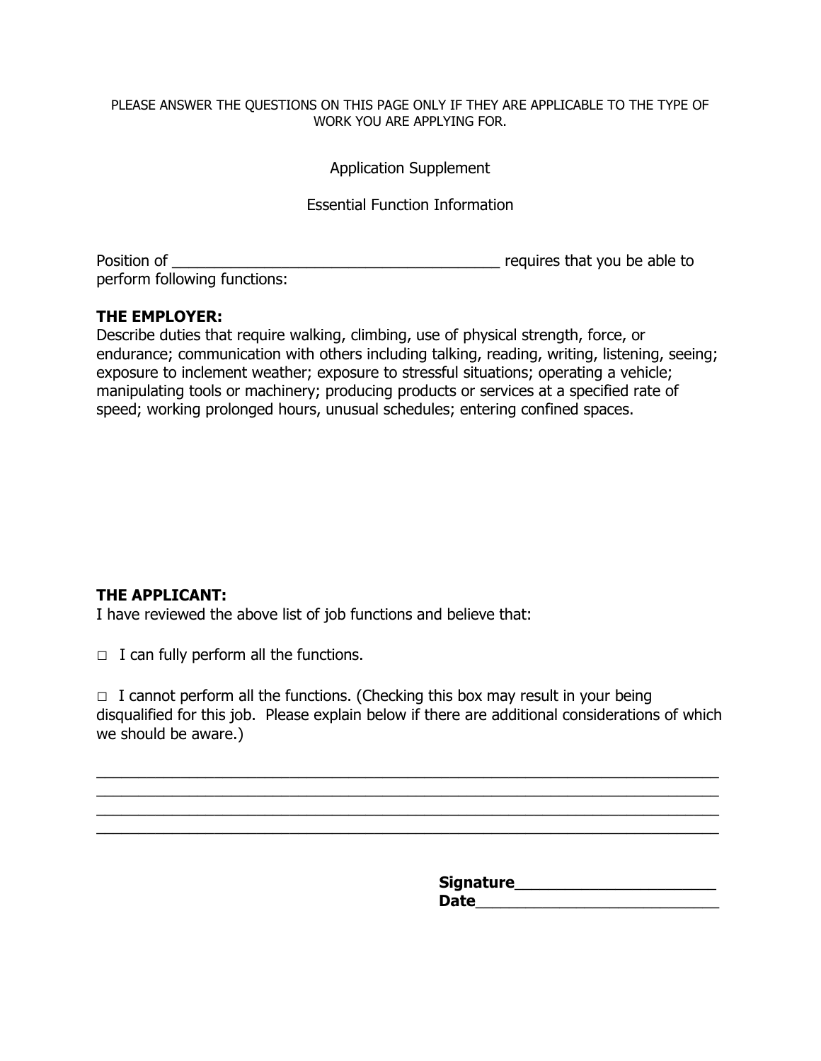PLEASE ANSWER THE QUESTIONS ON THIS PAGE ONLY IF THEY ARE APPLICABLE TO THE TYPE OF WORK YOU ARE APPLYING FOR.

Application Supplement

Essential Function Information

Position of ________________________________________ requires that you be able to perform following functions:

**THE EMPLOYER:**
Describe duties that require walking, climbing, use of physical strength, force, or endurance; communication with others including talking, reading, writing, listening, seeing; exposure to inclement weather; exposure to stressful situations; operating a vehicle; manipulating tools or machinery; producing products or services at a specified rate of speed; working prolonged hours, unusual schedules; entering confined spaces.

**THE APPLICANT:**
I have reviewed the above list of job functions and believe that:

□ I can fully perform all the functions.

□ I cannot perform all the functions. (Checking this box may result in your being disqualified for this job. Please explain below if there are additional considerations of which we should be aware.)

____________________________________________________________________________
____________________________________________________________________________
____________________________________________________________________________
____________________________________________________________________________

**Signature**______________________
**Date**____________________________